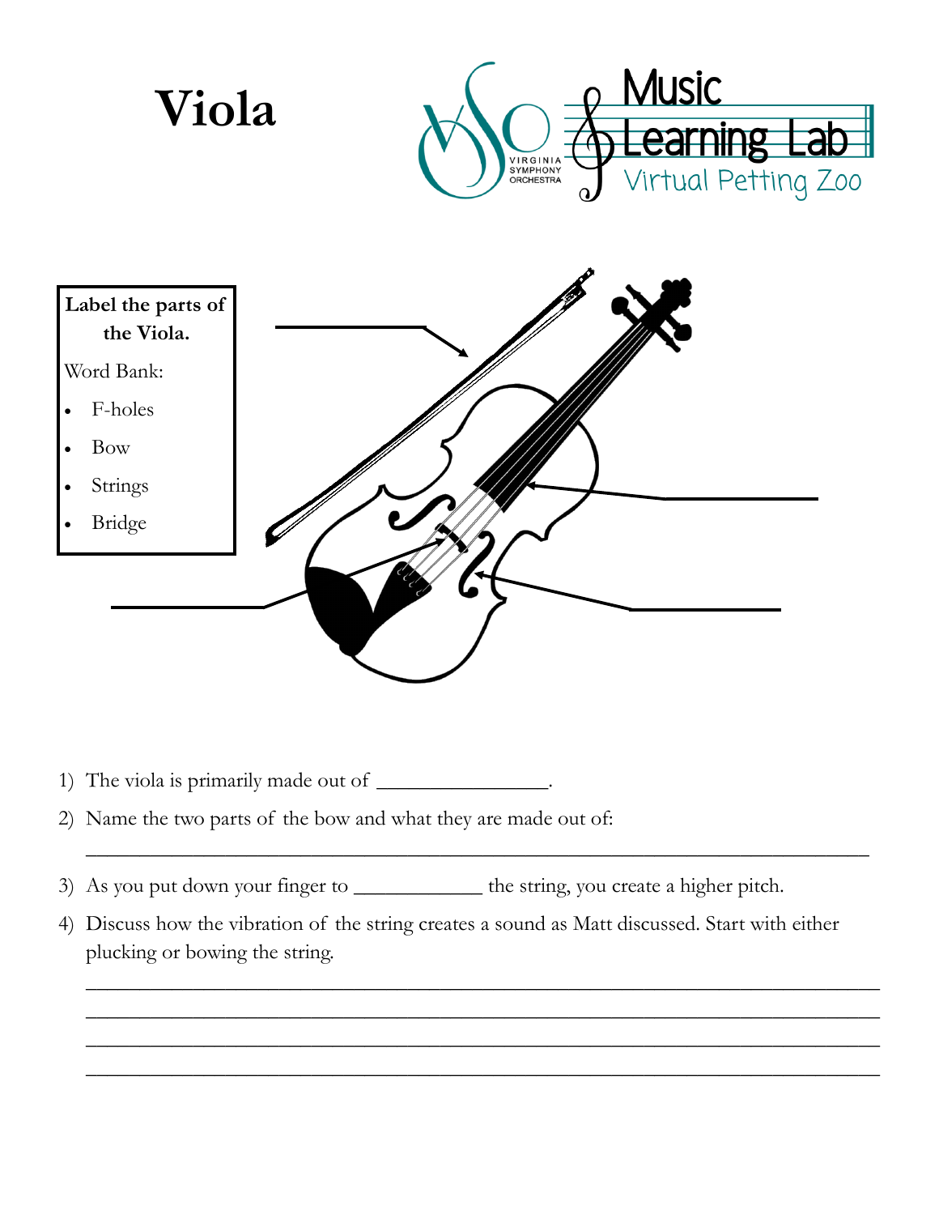# Viola

Virginia Symphony Orchestra — Music Learning Lab — Virtual Petting Zoo

**Label the parts of the Viola.**

Word Bank:

- F-holes
- Bow
- Strings
- Bridge

1) The viola is primarily made out of _______________.
2) Name the two parts of the bow and what they are made out of:

   ______________________________________________________________________

3) As you put down your finger to ___________ the string, you create a higher pitch.
4) Discuss how the vibration of the string creates a sound as Matt discussed. Start with either plucking or bowing the string.

   ______________________________________________________________________

   ______________________________________________________________________

   ______________________________________________________________________

   ______________________________________________________________________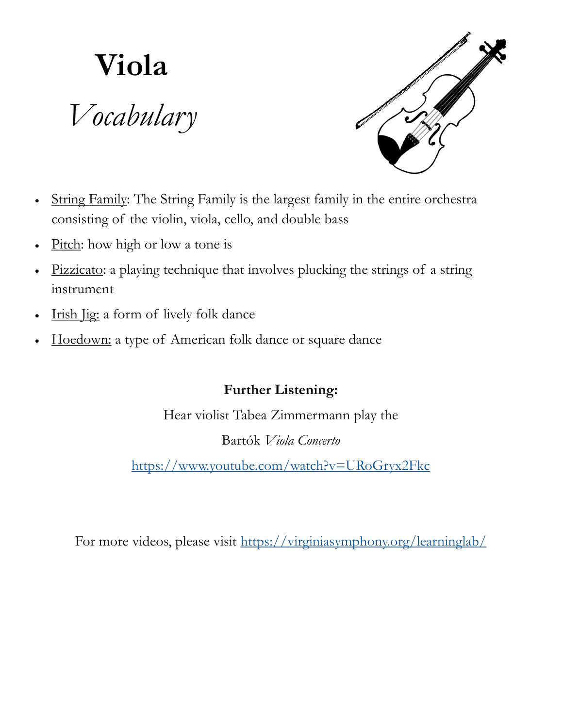# Viola

## *Vocabulary*

- <u>String Family</u>: The String Family is the largest family in the entire orchestra consisting of the violin, viola, cello, and double bass
- <u>Pitch</u>: how high or low a tone is
- <u>Pizzicato</u>: a playing technique that involves plucking the strings of a string instrument
- <u>Irish Jig:</u> a form of lively folk dance
- <u>Hoedown:</u> a type of American folk dance or square dance

**Further Listening:**

Hear violist Tabea Zimmermann play the

Bartók *Viola Concerto*

https://www.youtube.com/watch?v=URoGryx2Fkc

For more videos, please visit https://virginiasymphony.org/learninglab/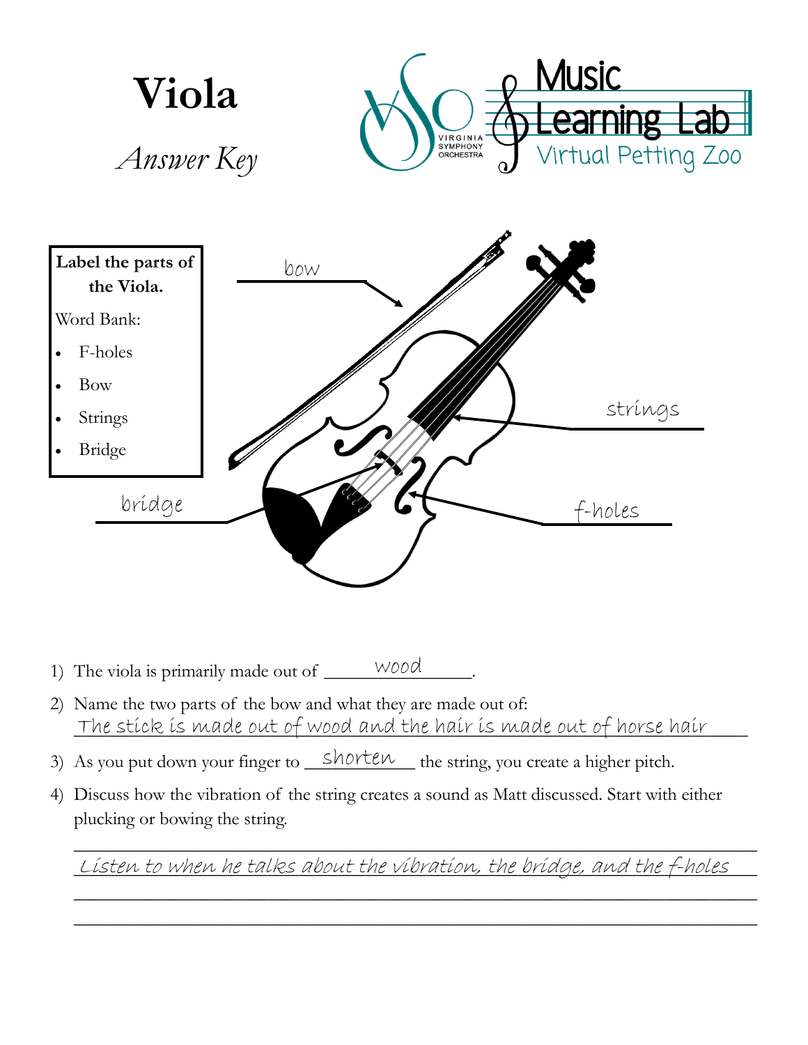# Viola

*Answer Key*

Music Learning Lab

Virtual Petting Zoo

VIRGINIA SYMPHONY ORCHESTRA

**Label the parts of the Viola.**

Word Bank:

- F-holes
- Bow
- Strings
- Bridge

bow

strings

bridge

f-holes

1) The viola is primarily made out of wood.
2) Name the two parts of the bow and what they are made out of:
   The stick is made out of wood and the hair is made out of horse hair
3) As you put down your finger to shorten the string, you create a higher pitch.
4) Discuss how the vibration of the string creates a sound as Matt discussed. Start with either plucking or bowing the string.

   Listen to when he talks about the vibration, the bridge, and the f-holes